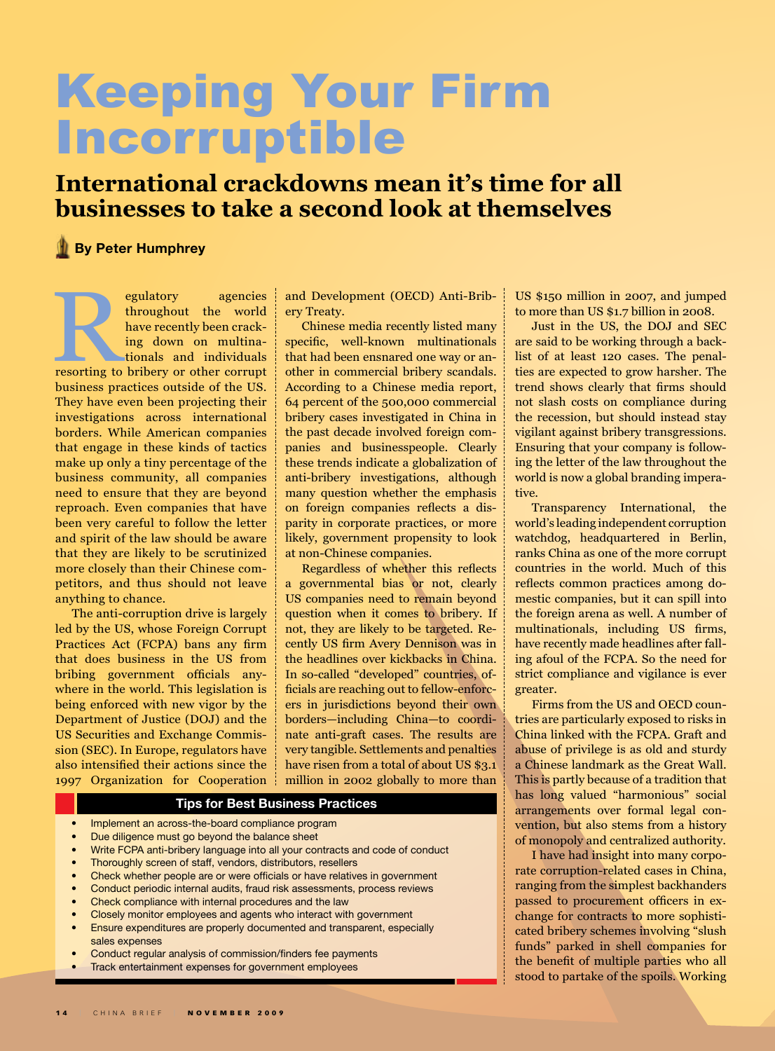# Keeping Your Firm Incorruptible

## International crackdowns mean it's time for all businesses to take a second look at themselves

**By Peter Humphrey**

Regulatory agencies throughout the world have recently been cracking down on multinationals and individuals resorting to bribery or other corrupt business practices outside of the US. They have even been projecting their investigations across international borders. While American companies that engage in these kinds of tactics make up only a tiny percentage of the business community, all companies need to ensure that they are beyond reproach. Even companies that have been very careful to follow the letter and spirit of the law should be aware that they are likely to be scrutinized more closely than their Chinese competitors, and thus should not leave anything to chance.

The anti-corruption drive is largely led by the US, whose Foreign Corrupt Practices Act (FCPA) bans any firm that does business in the US from bribing government officials anywhere in the world. This legislation is being enforced with new vigor by the Department of Justice (DOJ) and the US Securities and Exchange Commission (SEC). In Europe, regulators have also intensified their actions since the 1997 Organization for Cooperation and Development (OECD) Anti-Bribery Treaty.

Chinese media recently listed many specific, well-known multinationals that had been ensnared one way or another in commercial bribery scandals. According to a Chinese media report, 64 percent of the 500,000 commercial bribery cases investigated in China in the past decade involved foreign companies and businesspeople. Clearly these trends indicate a globalization of anti-bribery investigations, although many question whether the emphasis on foreign companies reflects a disparity in corporate practices, or more likely, government propensity to look at non-Chinese companies.

Regardless of whether this reflects a governmental bias or not, clearly US companies need to remain beyond question when it comes to bribery. If not, they are likely to be targeted. Recently US firm Avery Dennison was in the headlines over kickbacks in China. In so-called "developed" countries, officials are reaching out to fellow-enforcers in jurisdictions beyond their own borders—including China—to coordinate anti-graft cases. The results are very tangible. Settlements and penalties have risen from a total of about US $3.1 million in 2002 globally to more than US $150 million in 2007, and jumped to more than US $1.7 billion in 2008.

Just in the US, the DOJ and SEC are said to be working through a backlist of at least 120 cases. The penalties are expected to grow harsher. The trend shows clearly that firms should not slash costs on compliance during the recession, but should instead stay vigilant against bribery transgressions. Ensuring that your company is following the letter of the law throughout the world is now a global branding imperative.

Transparency International, the world's leading independent corruption watchdog, headquartered in Berlin, ranks China as one of the more corrupt countries in the world. Much of this reflects common practices among domestic companies, but it can spill into the foreign arena as well. A number of multinationals, including US firms, have recently made headlines after falling afoul of the FCPA. So the need for strict compliance and vigilance is ever greater.

Firms from the US and OECD countries are particularly exposed to risks in China linked with the FCPA. Graft and abuse of privilege is as old and sturdy a Chinese landmark as the Great Wall. This is partly because of a tradition that has long valued "harmonious" social arrangements over formal legal convention, but also stems from a history of monopoly and centralized authority.

I have had insight into many corporate corruption-related cases in China, ranging from the simplest backhanders passed to procurement officers in exchange for contracts to more sophisticated bribery schemes involving "slush funds" parked in shell companies for the benefit of multiple parties who all stood to partake of the spoils. Working

### Tips for Best Business Practices

- Implement an across-the-board compliance program
- Due diligence must go beyond the balance sheet
- Write FCPA anti-bribery language into all your contracts and code of conduct
- Thoroughly screen of staff, vendors, distributors, resellers
- Check whether people are or were officials or have relatives in government
- Conduct periodic internal audits, fraud risk assessments, process reviews
- Check compliance with internal procedures and the law
- Closely monitor employees and agents who interact with government
- Ensure expenditures are properly documented and transparent, especially sales expenses
- Conduct regular analysis of commission/finders fee payments
- Track entertainment expenses for government employees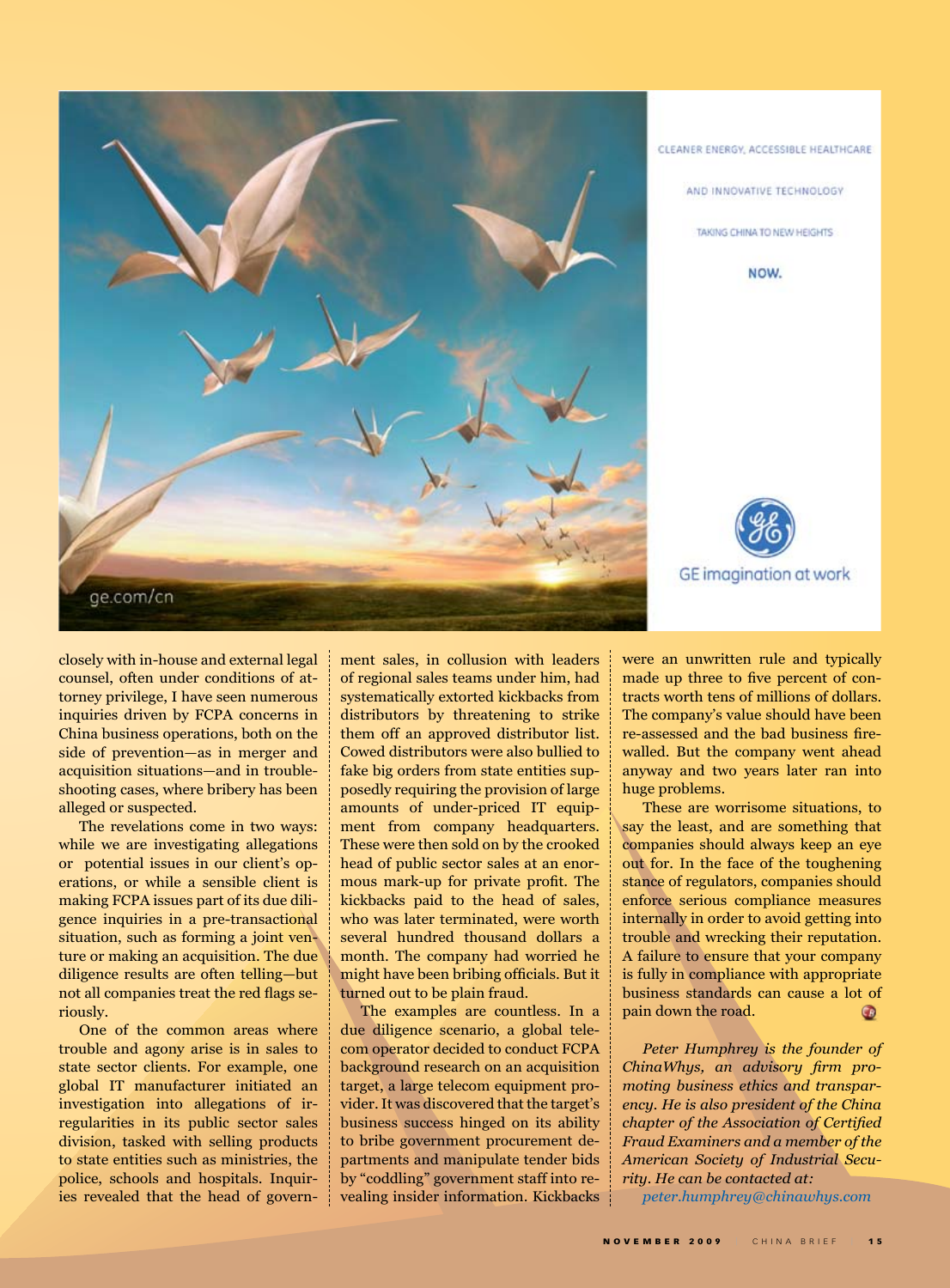closely with in-house and external legal counsel, often under conditions of attorney privilege, I have seen numerous inquiries driven by FCPA concerns in China business operations, both on the side of prevention—as in merger and acquisition situations—and in trouble-shooting cases, where bribery has been alleged or suspected.

The revelations come in two ways: while we are investigating allegations or potential issues in our client's operations, or while a sensible client is making FCPA issues part of its due diligence inquiries in a pre-transactional situation, such as forming a joint venture or making an acquisition. The due diligence results are often telling—but not all companies treat the red flags seriously.

One of the common areas where trouble and agony arise is in sales to state sector clients. For example, one global IT manufacturer initiated an investigation into allegations of irregularities in its public sector sales division, tasked with selling products to state entities such as ministries, the police, schools and hospitals. Inquiries revealed that the head of government sales, in collusion with leaders of regional sales teams under him, had systematically extorted kickbacks from distributors by threatening to strike them off an approved distributor list. Cowed distributors were also bullied to fake big orders from state entities supposedly requiring the provision of large amounts of under-priced IT equipment from company headquarters. These were then sold on by the crooked head of public sector sales at an enormous mark-up for private profit. The kickbacks paid to the head of sales, who was later terminated, were worth several hundred thousand dollars a month. The company had worried he might have been bribing officials. But it turned out to be plain fraud.

The examples are countless. In a due diligence scenario, a global telecom operator decided to conduct FCPA background research on an acquisition target, a large telecom equipment provider. It was discovered that the target's business success hinged on its ability to bribe government procurement departments and manipulate tender bids by "coddling" government staff into revealing insider information. Kickbacks were an unwritten rule and typically made up three to five percent of contracts worth tens of millions of dollars. The company's value should have been re-assessed and the bad business firewalled. But the company went ahead anyway and two years later ran into huge problems.

These are worrisome situations, to say the least, and are something that companies should always keep an eye out for. In the face of the toughening stance of regulators, companies should enforce serious compliance measures internally in order to avoid getting into trouble and wrecking their reputation. A failure to ensure that your company is fully in compliance with appropriate business standards can cause a lot of pain down the road.

*Peter Humphrey is the founder of ChinaWhys, an advisory firm promoting business ethics and transparency. He is also president of the China chapter of the Association of Certified Fraud Examiners and a member of the American Society of Industrial Security. He can be contacted at: peter.humphrey@chinawhys.com*